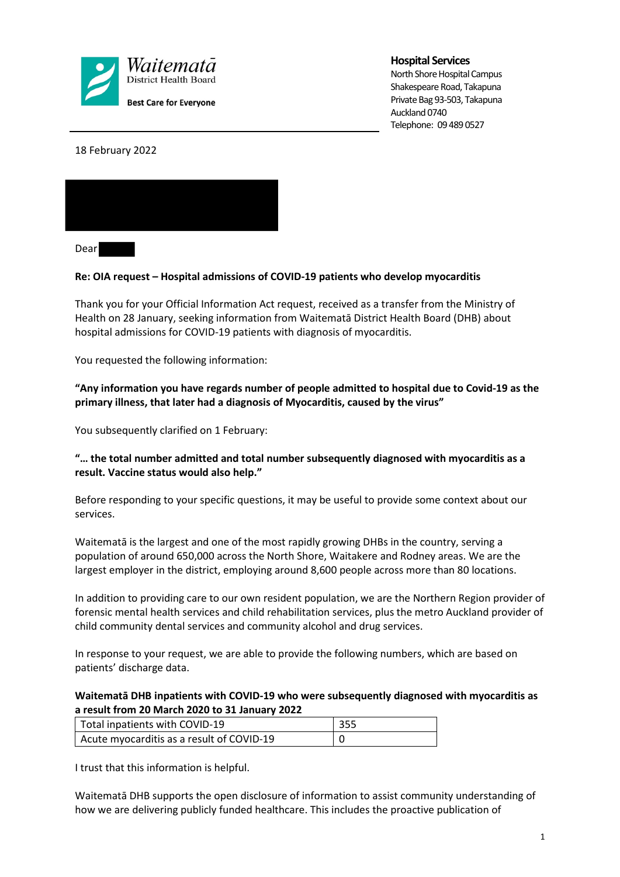Waitematā District Health Board

**Best Care for Everyone**

**Hospital Services**
North Shore Hospital Campus
Shakespeare Road, Takapuna
Private Bag 93-503, Takapuna
Auckland 0740
Telephone: 09 489 0527

18 February 2022

Dear

**Re: OIA request – Hospital admissions of COVID-19 patients who develop myocarditis**

Thank you for your Official Information Act request, received as a transfer from the Ministry of Health on 28 January, seeking information from Waitematā District Health Board (DHB) about hospital admissions for COVID-19 patients with diagnosis of myocarditis.

You requested the following information:

**"Any information you have regards number of people admitted to hospital due to Covid-19 as the primary illness, that later had a diagnosis of Myocarditis, caused by the virus"**

You subsequently clarified on 1 February:

**"… the total number admitted and total number subsequently diagnosed with myocarditis as a result. Vaccine status would also help."**

Before responding to your specific questions, it may be useful to provide some context about our services.

Waitematā is the largest and one of the most rapidly growing DHBs in the country, serving a population of around 650,000 across the North Shore, Waitakere and Rodney areas. We are the largest employer in the district, employing around 8,600 people across more than 80 locations.

In addition to providing care to our own resident population, we are the Northern Region provider of forensic mental health services and child rehabilitation services, plus the metro Auckland provider of child community dental services and community alcohol and drug services.

In response to your request, we are able to provide the following numbers, which are based on patients' discharge data.

**Waitematā DHB inpatients with COVID-19 who were subsequently diagnosed with myocarditis as a result from 20 March 2020 to 31 January 2022**

| | |
|---|---|
| Total inpatients with COVID-19 | 355 |
| Acute myocarditis as a result of COVID-19 | 0 |

I trust that this information is helpful.

Waitematā DHB supports the open disclosure of information to assist community understanding of how we are delivering publicly funded healthcare. This includes the proactive publication of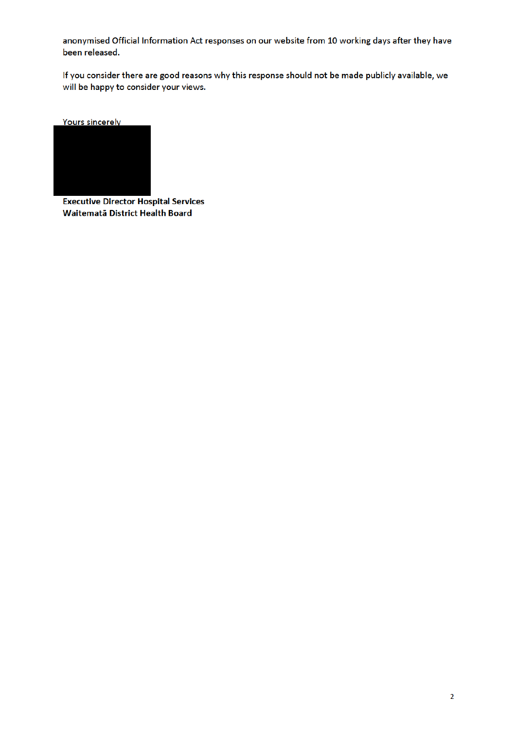anonymised Official Information Act responses on our website from 10 working days after they have been released.

If you consider there are good reasons why this response should not be made publicly available, we will be happy to consider your views.

Yours sincerely

**Executive Director Hospital Services**
**Waitematā District Health Board**